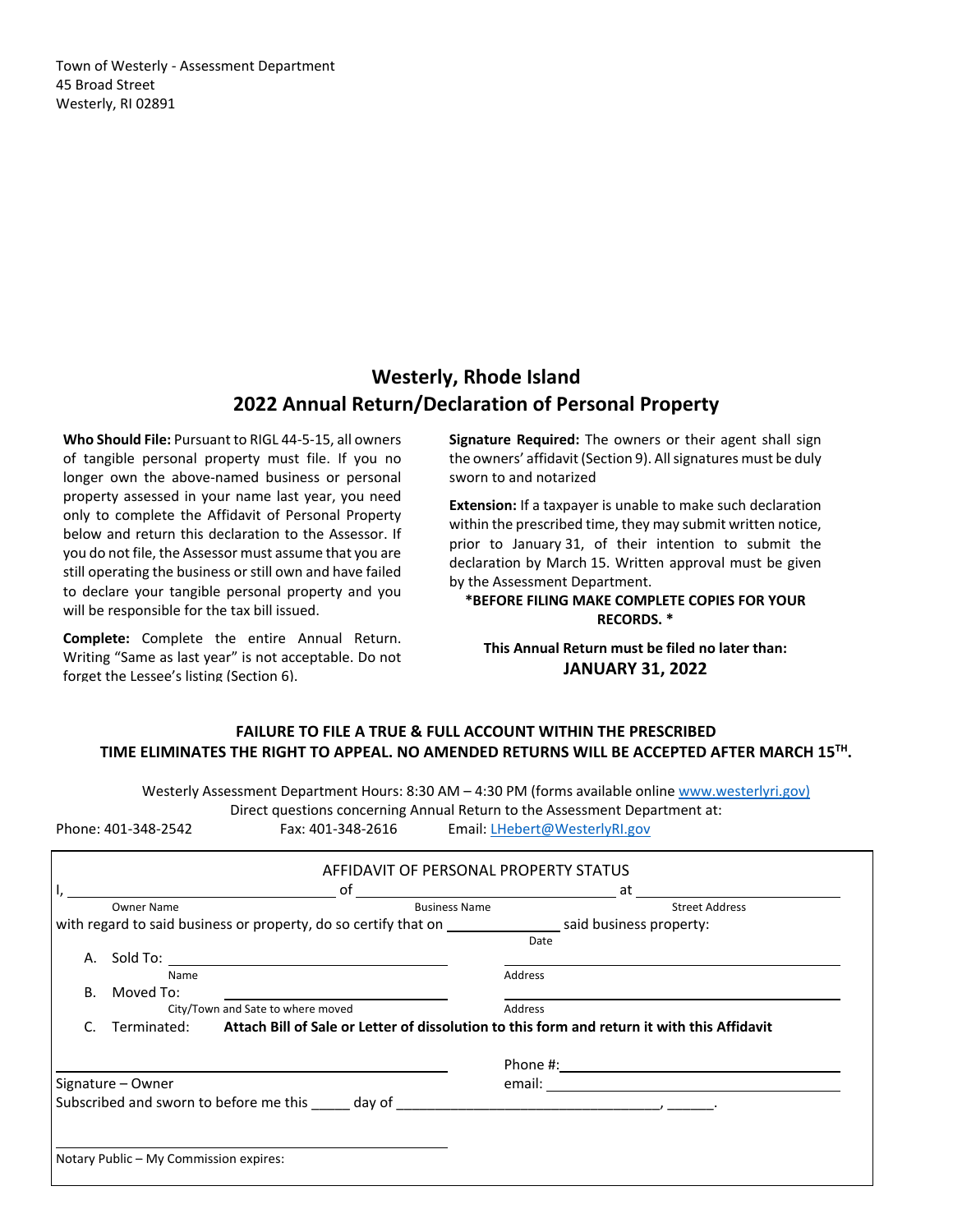Town of Westerly - Assessment Department
45 Broad Street
Westerly, RI 02891

# Westerly, Rhode Island
## 2022 Annual Return/Declaration of Personal Property

**Who Should File:** Pursuant to RIGL 44-5-15, all owners of tangible personal property must file. If you no longer own the above-named business or personal property assessed in your name last year, you need only to complete the Affidavit of Personal Property below and return this declaration to the Assessor. If you do not file, the Assessor must assume that you are still operating the business or still own and have failed to declare your tangible personal property and you will be responsible for the tax bill issued.

**Complete:** Complete the entire Annual Return. Writing "Same as last year" is not acceptable. Do not forget the Lessee's listing (Section 6).

**Signature Required:** The owners or their agent shall sign the owners' affidavit (Section 9). All signatures must be duly sworn to and notarized

**Extension:** If a taxpayer is unable to make such declaration within the prescribed time, they may submit written notice, prior to January 31, of their intention to submit the declaration by March 15. Written approval must be given by the Assessment Department.

**\*BEFORE FILING MAKE COMPLETE COPIES FOR YOUR RECORDS. \***

**This Annual Return must be filed no later than:**
**JANUARY 31, 2022**

**FAILURE TO FILE A TRUE & FULL ACCOUNT WITHIN THE PRESCRIBED TIME ELIMINATES THE RIGHT TO APPEAL. NO AMENDED RETURNS WILL BE ACCEPTED AFTER MARCH 15TH.**

Westerly Assessment Department Hours: 8:30 AM – 4:30 PM (forms available online www.westerlyri.gov)
Direct questions concerning Annual Return to the Assessment Department at:
Phone: 401-348-2542 Fax: 401-348-2616 Email: LHebert@WesterlyRI.gov

AFFIDAVIT OF PERSONAL PROPERTY STATUS

I, ______________________ of ______________________ at ______________________
Owner Name Business Name Street Address

with regard to said business or property, do so certify that on ____________ said business property:
Date

A. Sold To: ______________________ ______________________
Name Address

B. Moved To: ______________________ ______________________
City/Town and Sate to where moved Address

C. Terminated: **Attach Bill of Sale or Letter of dissolution to this form and return it with this Affidavit**

______________________ Phone #: ______________________
Signature – Owner email: ______________________

Subscribed and sworn to before me this _____ day of ______________________, ______.

______________________
Notary Public – My Commission expires: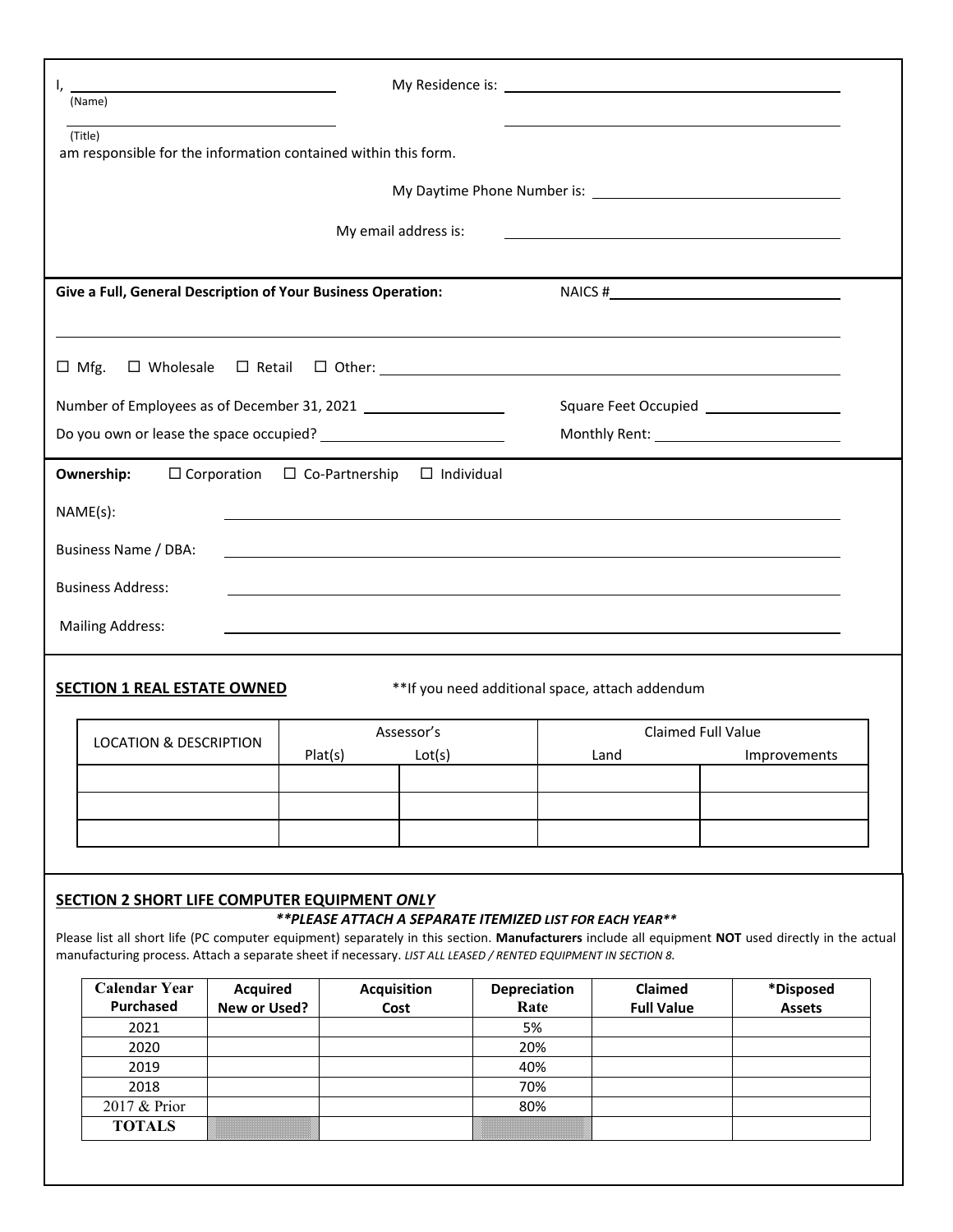I, ______________________________ My Residence is: ______________________________
(Name)

______________________________ ______________________________
(Title)

am responsible for the information contained within this form.

My Daytime Phone Number is: ______________________________

My email address is: ______________________________

**Give a Full, General Description of Your Business Operation:** NAICS #______________________________

______________________________________________________________________________

☐ Mfg. ☐ Wholesale ☐ Retail ☐ Other: ______________________________

Number of Employees as of December 31, 2021 ______________ Square Feet Occupied ______________

Do you own or lease the space occupied? ______________ Monthly Rent: ______________

**Ownership:** ☐ Corporation ☐ Co-Partnership ☐ Individual

NAME(s): ______________________________

Business Name / DBA: ______________________________

Business Address: ______________________________

Mailing Address: ______________________________

## SECTION 1 REAL ESTATE OWNED

**If you need additional space, attach addendum

| LOCATION & DESCRIPTION | Assessor's | | Claimed Full Value | |
|---|---|---|---|---|
| | Plat(s) | Lot(s) | Land | Improvements |
| | | | | |
| | | | | |
| | | | | |

## SECTION 2 SHORT LIFE COMPUTER EQUIPMENT *ONLY*

***\*\*PLEASE ATTACH A SEPARATE ITEMIZED LIST FOR EACH YEAR\*\****

Please list all short life (PC computer equipment) separately in this section. **Manufacturers** include all equipment **NOT** used directly in the actual manufacturing process. Attach a separate sheet if necessary. *LIST ALL LEASED / RENTED EQUIPMENT IN SECTION 8.*

| Calendar Year Purchased | Acquired New or Used? | Acquisition Cost | Depreciation Rate | Claimed Full Value | *Disposed Assets |
|---|---|---|---|---|---|
| 2021 | | | 5% | | |
| 2020 | | | 20% | | |
| 2019 | | | 40% | | |
| 2018 | | | 70% | | |
| 2017 & Prior | | | 80% | | |
| **TOTALS** | | | | | |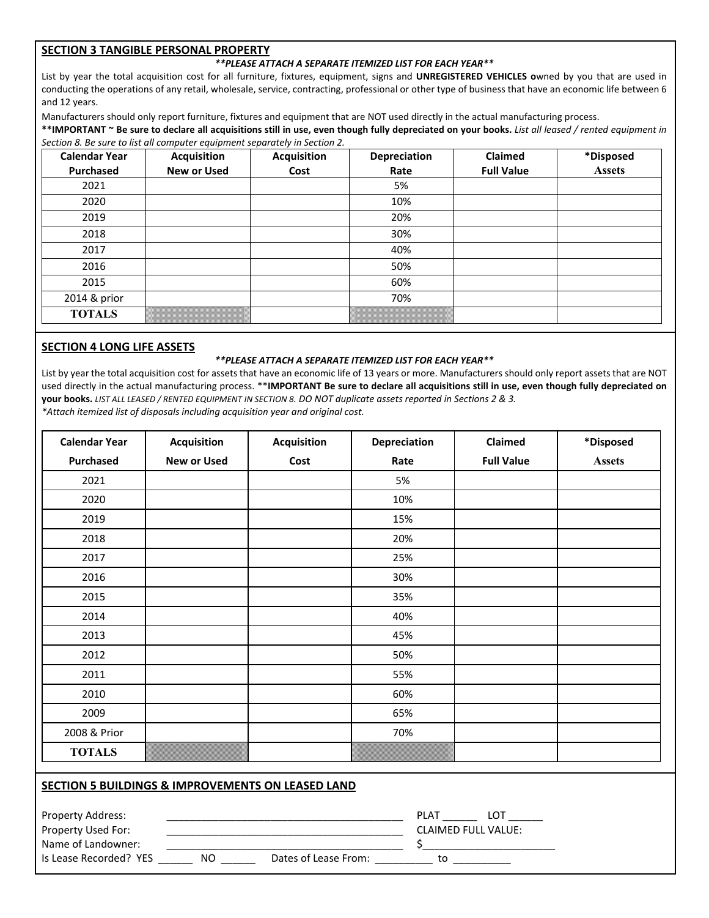## SECTION 3 TANGIBLE PERSONAL PROPERTY

***\*\*PLEASE ATTACH A SEPARATE ITEMIZED LIST FOR EACH YEAR\*\****

List by year the total acquisition cost for all furniture, fixtures, equipment, signs and **UNREGISTERED VEHICLES o**wned by you that are used in conducting the operations of any retail, wholesale, service, contracting, professional or other type of business that have an economic life between 6 and 12 years.

Manufacturers should only report furniture, fixtures and equipment that are NOT used directly in the actual manufacturing process.

**\*\*IMPORTANT ~ Be sure to declare all acquisitions still in use, even though fully depreciated on your books.** *List all leased / rented equipment in Section 8. Be sure to list all computer equipment separately in Section 2.*

| Calendar Year Purchased | Acquisition New or Used | Acquisition Cost | Depreciation Rate | Claimed Full Value | *Disposed Assets |
|---|---|---|---|---|---|
| 2021 | | | 5% | | |
| 2020 | | | 10% | | |
| 2019 | | | 20% | | |
| 2018 | | | 30% | | |
| 2017 | | | 40% | | |
| 2016 | | | 50% | | |
| 2015 | | | 60% | | |
| 2014 & prior | | | 70% | | |
| **TOTALS** | | | | | |

## SECTION 4 LONG LIFE ASSETS

***\*\*PLEASE ATTACH A SEPARATE ITEMIZED LIST FOR EACH YEAR\*\****

List by year the total acquisition cost for assets that have an economic life of 13 years or more. Manufacturers should only report assets that are NOT used directly in the actual manufacturing process. \*\***IMPORTANT Be sure to declare all acquisitions still in use, even though fully depreciated on your books.** *LIST ALL LEASED / RENTED EQUIPMENT IN SECTION 8. DO NOT duplicate assets reported in Sections 2 & 3.*

*\*Attach itemized list of disposals including acquisition year and original cost.*

| Calendar Year Purchased | Acquisition New or Used | Acquisition Cost | Depreciation Rate | Claimed Full Value | *Disposed Assets |
|---|---|---|---|---|---|
| 2021 | | | 5% | | |
| 2020 | | | 10% | | |
| 2019 | | | 15% | | |
| 2018 | | | 20% | | |
| 2017 | | | 25% | | |
| 2016 | | | 30% | | |
| 2015 | | | 35% | | |
| 2014 | | | 40% | | |
| 2013 | | | 45% | | |
| 2012 | | | 50% | | |
| 2011 | | | 55% | | |
| 2010 | | | 60% | | |
| 2009 | | | 65% | | |
| 2008 & Prior | | | 70% | | |
| **TOTALS** | | | | | |

## SECTION 5 BUILDINGS & IMPROVEMENTS ON LEASED LAND

Property Address: __________________________________________ PLAT ______ LOT ______

Property Used For: __________________________________________ CLAIMED FULL VALUE:

Name of Landowner: __________________________________________ $________________________

Is Lease Recorded? YES ______ NO ______ Dates of Lease From: __________ to __________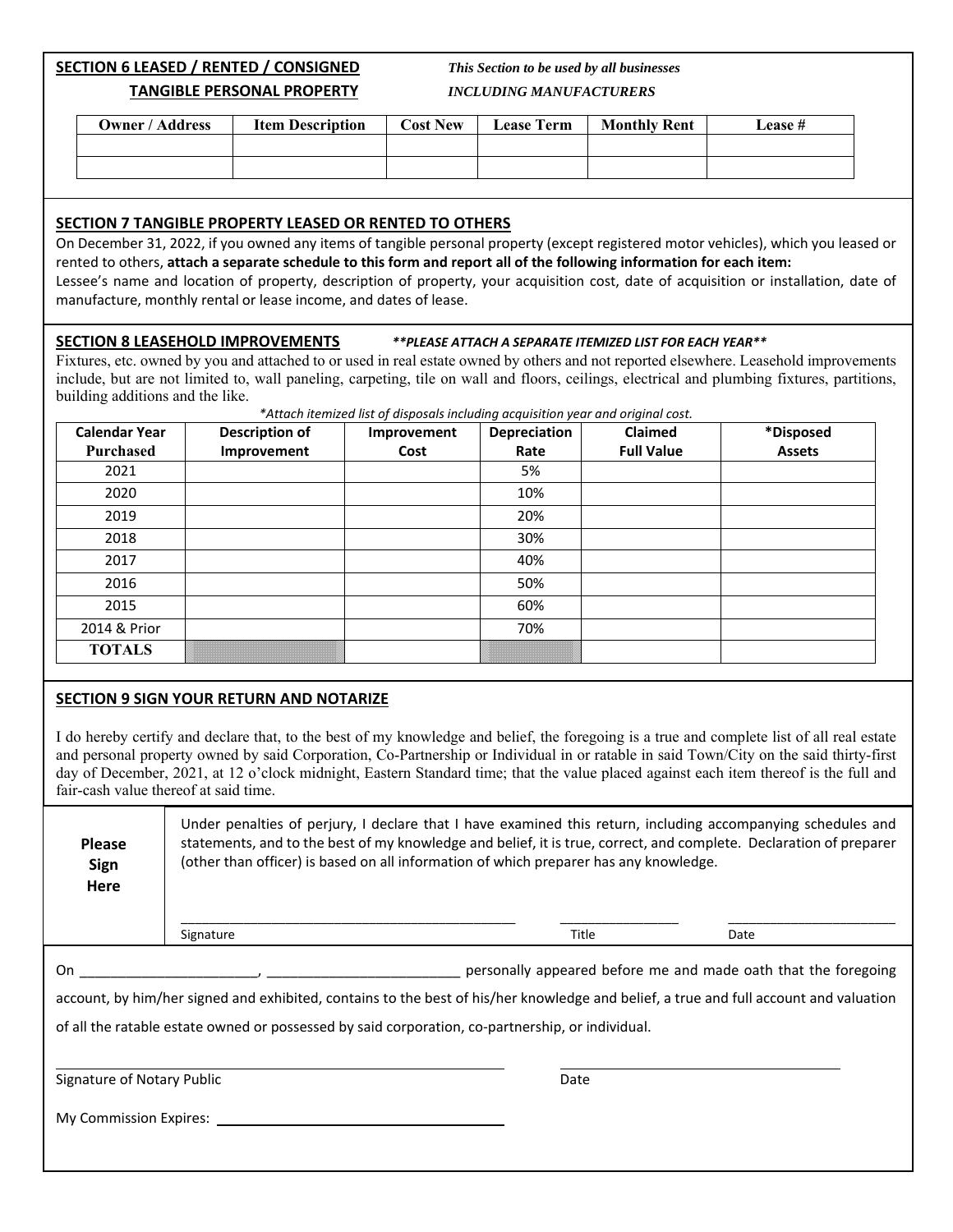## SECTION 6 LEASED / RENTED / CONSIGNED TANGIBLE PERSONAL PROPERTY

*This Section to be used by all businesses INCLUDING MANUFACTURERS*

| Owner / Address | Item Description | Cost New | Lease Term | Monthly Rent | Lease # |
|---|---|---|---|---|---|
| | | | | | |
| | | | | | |

## SECTION 7 TANGIBLE PROPERTY LEASED OR RENTED TO OTHERS

On December 31, 2022, if you owned any items of tangible personal property (except registered motor vehicles), which you leased or rented to others, **attach a separate schedule to this form and report all of the following information for each item:**
Lessee's name and location of property, description of property, your acquisition cost, date of acquisition or installation, date of manufacture, monthly rental or lease income, and dates of lease.

## SECTION 8 LEASEHOLD IMPROVEMENTS

***\*\*PLEASE ATTACH A SEPARATE ITEMIZED LIST FOR EACH YEAR\*\****

Fixtures, etc. owned by you and attached to or used in real estate owned by others and not reported elsewhere. Leasehold improvements include, but are not limited to, wall paneling, carpeting, tile on wall and floors, ceilings, electrical and plumbing fixtures, partitions, building additions and the like.

*\*Attach itemized list of disposals including acquisition year and original cost.*

| Calendar Year Purchased | Description of Improvement | Improvement Cost | Depreciation Rate | Claimed Full Value | *Disposed Assets |
|---|---|---|---|---|---|
| 2021 | | | 5% | | |
| 2020 | | | 10% | | |
| 2019 | | | 20% | | |
| 2018 | | | 30% | | |
| 2017 | | | 40% | | |
| 2016 | | | 50% | | |
| 2015 | | | 60% | | |
| 2014 & Prior | | | 70% | | |
| **TOTALS** | | | | | |

## SECTION 9 SIGN YOUR RETURN AND NOTARIZE

I do hereby certify and declare that, to the best of my knowledge and belief, the foregoing is a true and complete list of all real estate and personal property owned by said Corporation, Co-Partnership or Individual in or ratable in said Town/City on the said thirty-first day of December, 2021, at 12 o'clock midnight, Eastern Standard time; that the value placed against each item thereof is the full and fair-cash value thereof at said time.

**Please Sign Here**

Under penalties of perjury, I declare that I have examined this return, including accompanying schedules and statements, and to the best of my knowledge and belief, it is true, correct, and complete. Declaration of preparer (other than officer) is based on all information of which preparer has any knowledge.

_______________________________ Signature &nbsp;&nbsp; _______________ Title &nbsp;&nbsp; _______________ Date

On _______________________, _________________________ personally appeared before me and made oath that the foregoing account, by him/her signed and exhibited, contains to the best of his/her knowledge and belief, a true and full account and valuation of all the ratable estate owned or possessed by said corporation, co-partnership, or individual.

_______________________________ Signature of Notary Public &nbsp;&nbsp; _______________ Date

My Commission Expires: _______________________